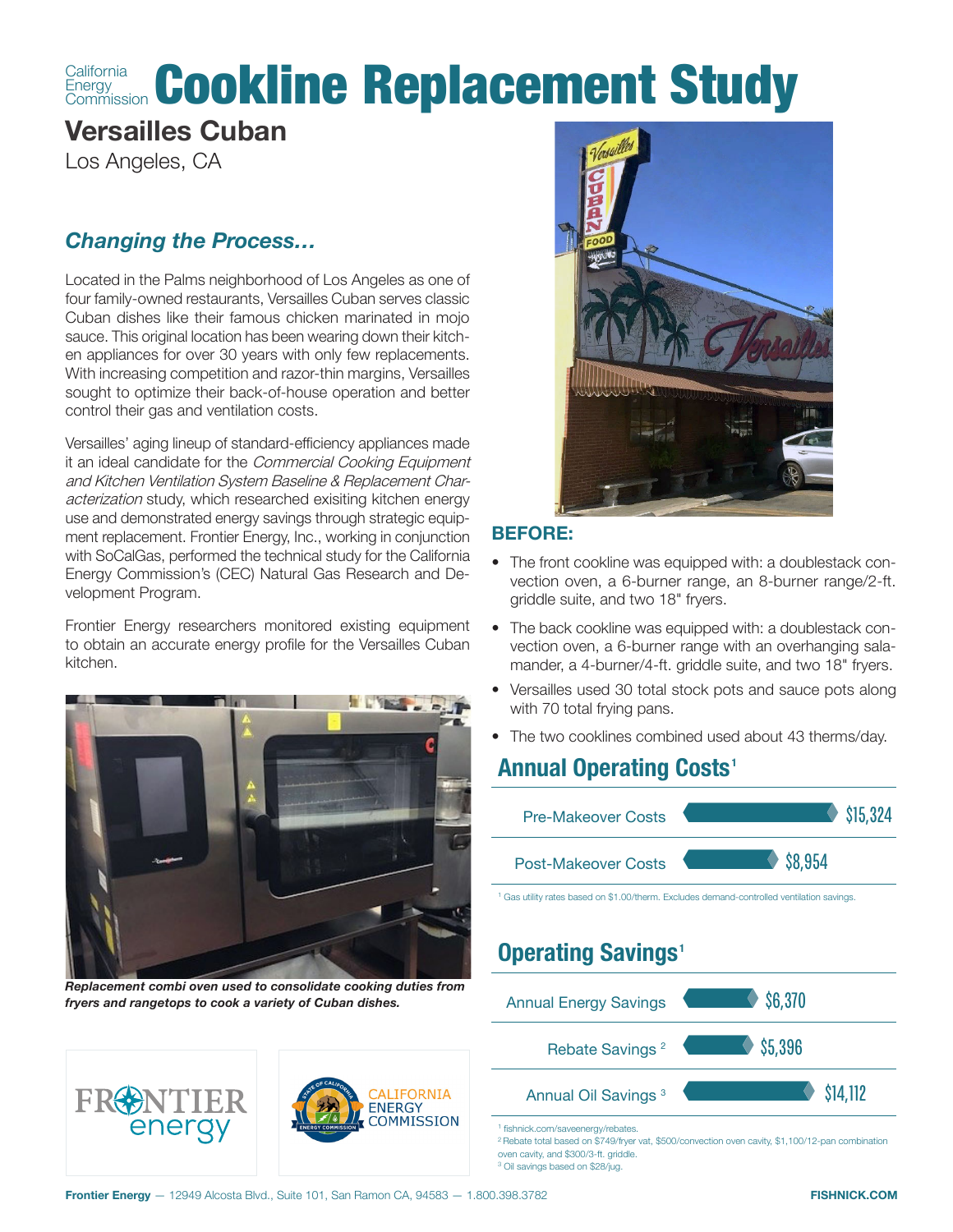California Energy Commission

# Cookline Replacement Study

## Versailles Cuban

Los Angeles, CA

### *Changing the Process...*

Located in the Palms neighborhood of Los Angeles as one of four family-owned restaurants, Versailles Cuban serves classic Cuban dishes like their famous chicken marinated in mojo sauce. This original location has been wearing down their kitchen appliances for over 30 years with only few replacements. With increasing competition and razor-thin margins, Versailles sought to optimize their back-of-house operation and better control their gas and ventilation costs.

Versailles' aging lineup of standard-efficiency appliances made it an ideal candidate for the *Commercial Cooking Equipment and Kitchen Ventilation System Baseline & Replacement Characterization* study, which researched exisiting kitchen energy use and demonstrated energy savings through strategic equipment replacement. Frontier Energy, Inc., working in conjunction with SoCalGas, performed the technical study for the California Energy Commission's (CEC) Natural Gas Research and Development Program.

Frontier Energy researchers monitored existing equipment to obtain an accurate energy profile for the Versailles Cuban kitchen.

***Replacement combi oven used to consolidate cooking duties from fryers and rangetops to cook a variety of Cuban dishes.***

### BEFORE:

- The front cookline was equipped with: a doublestack convection oven, a 6-burner range, an 8-burner range/2-ft. griddle suite, and two 18" fryers.
- The back cookline was equipped with: a doublestack convection oven, a 6-burner range with an overhanging salamander, a 4-burner/4-ft. griddle suite, and two 18" fryers.
- Versailles used 30 total stock pots and sauce pots along with 70 total frying pans.
- The two cooklines combined used about 43 therms/day.

## Annual Operating Costs[1]

| | |
|---|---|
| Pre-Makeover Costs | $15,324 |
| Post-Makeover Costs | $8,954 |

[1] Gas utility rates based on $1.00/therm. Excludes demand-controlled ventilation savings.

## Operating Savings[1]

| | |
|---|---|
| Annual Energy Savings | $6,370 |
| Rebate Savings [2] | $5,396 |
| Annual Oil Savings [3] | $14,112 |

[1] fishnick.com/saveenergy/rebates.
[2] Rebate total based on $749/fryer vat, $500/convection oven cavity, $1,100/12-pan combination oven cavity, and $300/3-ft. griddle.
[3] Oil savings based on $28/jug.

Frontier Energy — 12949 Alcosta Blvd., Suite 101, San Ramon CA, 94583 — 1.800.398.3782 FISHNICK.COM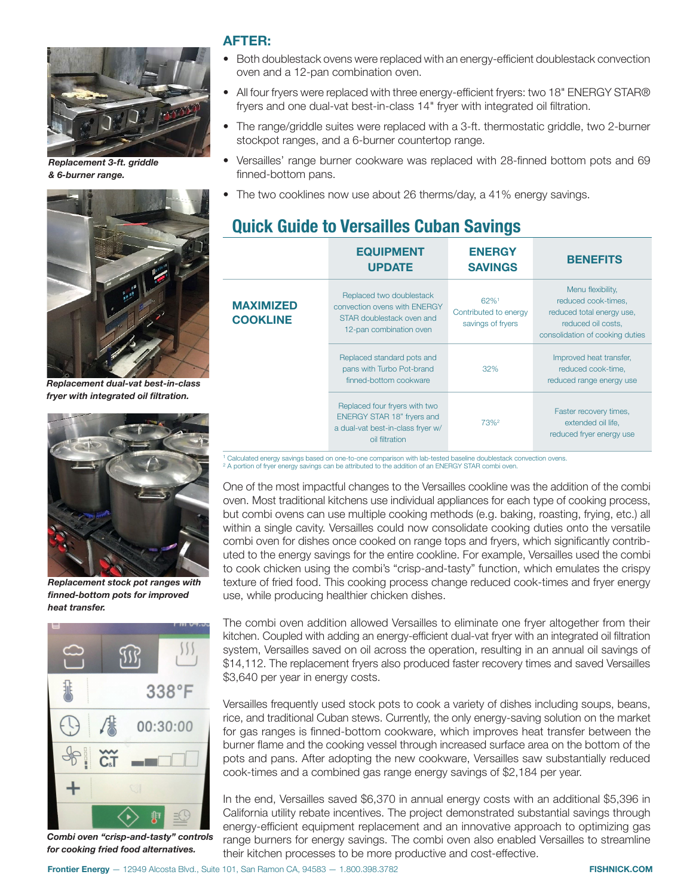Replacement 3-ft. griddle & 6-burner range.

Replacement dual-vat best-in-class fryer with integrated oil filtration.

Replacement stock pot ranges with finned-bottom pots for improved heat transfer.

Combi oven "crisp-and-tasty" controls for cooking fried food alternatives.

## AFTER:

- Both doublestack ovens were replaced with an energy-efficient doublestack convection oven and a 12-pan combination oven.
- All four fryers were replaced with three energy-efficient fryers: two 18" ENERGY STAR® fryers and one dual-vat best-in-class 14" fryer with integrated oil filtration.
- The range/griddle suites were replaced with a 3-ft. thermostatic griddle, two 2-burner stockpot ranges, and a 6-burner countertop range.
- Versailles' range burner cookware was replaced with 28-finned bottom pots and 69 finned-bottom pans.
- The two cooklines now use about 26 therms/day, a 41% energy savings.

## Quick Guide to Versailles Cuban Savings

| | EQUIPMENT UPDATE | ENERGY SAVINGS | BENEFITS |
|---|---|---|---|
| **MAXIMIZED COOKLINE** | Replaced two doublestack convection ovens with ENERGY STAR doublestack oven and 12-pan combination oven | 62%[1] Contributed to energy savings of fryers | Menu flexibility, reduced cook-times, reduced total energy use, reduced oil costs, consolidation of cooking duties |
| | Replaced standard pots and pans with Turbo Pot-brand finned-bottom cookware | 32% | Improved heat transfer, reduced cook-time, reduced range energy use |
| | Replaced four fryers with two ENERGY STAR 18" fryers and a dual-vat best-in-class fryer w/ oil filtration | 73%[2] | Faster recovery times, extended oil life, reduced fryer energy use |

[1] Calculated energy savings based on one-to-one comparison with lab-tested baseline doublestack convection ovens.
[2] A portion of fryer energy savings can be attributed to the addition of an ENERGY STAR combi oven.

One of the most impactful changes to the Versailles cookline was the addition of the combi oven. Most traditional kitchens use individual appliances for each type of cooking process, but combi ovens can use multiple cooking methods (e.g. baking, roasting, frying, etc.) all within a single cavity. Versailles could now consolidate cooking duties onto the versatile combi oven for dishes once cooked on range tops and fryers, which significantly contributed to the energy savings for the entire cookline. For example, Versailles used the combi to cook chicken using the combi's "crisp-and-tasty" function, which emulates the crispy texture of fried food. This cooking process change reduced cook-times and fryer energy use, while producing healthier chicken dishes.

The combi oven addition allowed Versailles to eliminate one fryer altogether from their kitchen. Coupled with adding an energy-efficient dual-vat fryer with an integrated oil filtration system, Versailles saved on oil across the operation, resulting in an annual oil savings of $14,112. The replacement fryers also produced faster recovery times and saved Versailles $3,640 per year in energy costs.

Versailles frequently used stock pots to cook a variety of dishes including soups, beans, rice, and traditional Cuban stews. Currently, the only energy-saving solution on the market for gas ranges is finned-bottom cookware, which improves heat transfer between the burner flame and the cooking vessel through increased surface area on the bottom of the pots and pans. After adopting the new cookware, Versailles saw substantially reduced cook-times and a combined gas range energy savings of $2,184 per year.

In the end, Versailles saved $6,370 in annual energy costs with an additional $5,396 in California utility rebate incentives. The project demonstrated substantial savings through energy-efficient equipment replacement and an innovative approach to optimizing gas range burners for energy savings. The combi oven also enabled Versailles to streamline their kitchen processes to be more productive and cost-effective.

**Frontier Energy** — 12949 Alcosta Blvd., Suite 101, San Ramon CA, 94583 — 1.800.398.3782 **FISHNICK.COM**